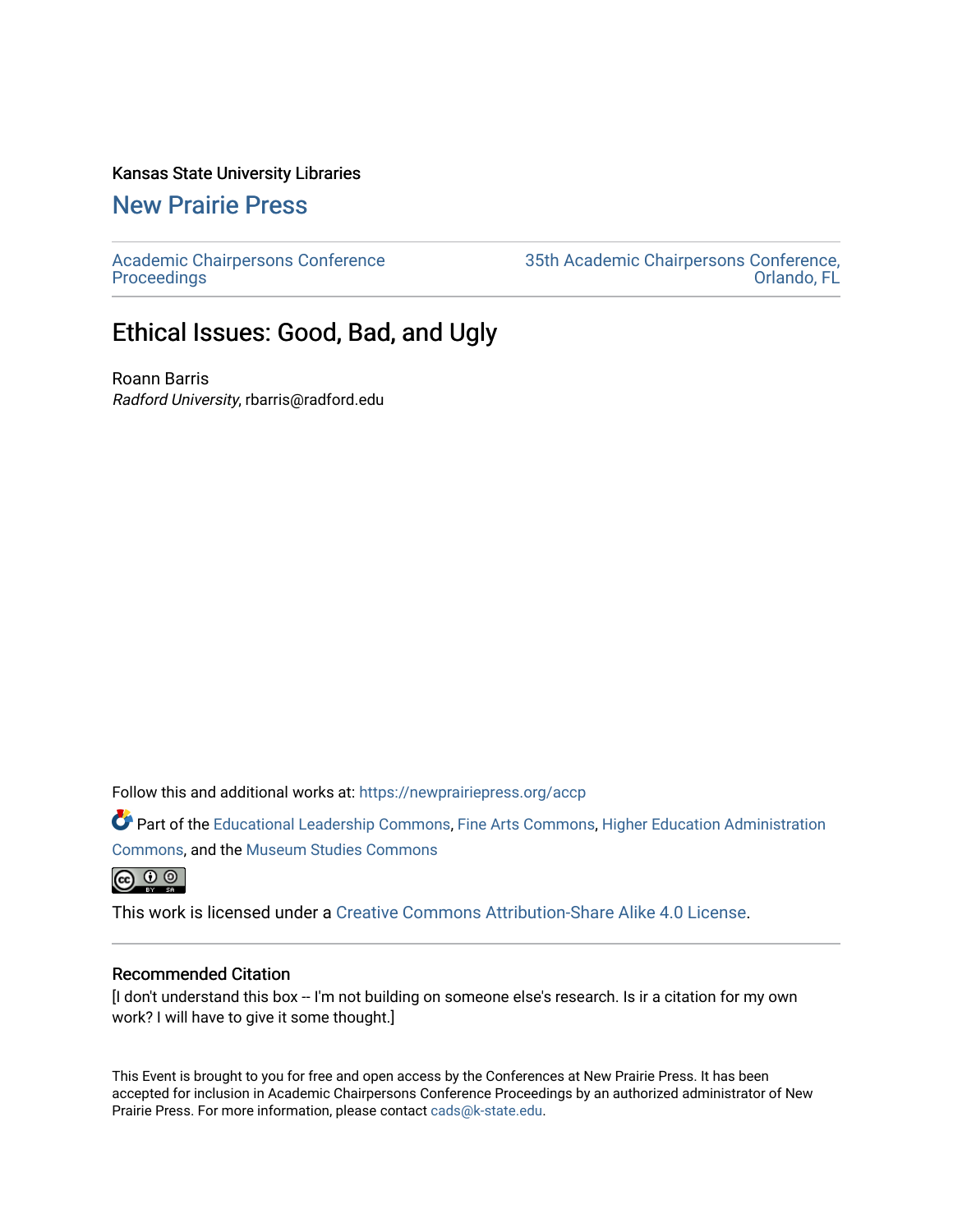Kansas State University Libraries

## New Prairie Press

Academic Chairpersons Conference Proceedings

35th Academic Chairpersons Conference, Orlando, FL

# Ethical Issues: Good, Bad, and Ugly

Roann Barris

*Radford University*, rbarris@radford.edu

Follow this and additional works at: https://newprairiepress.org/accp

Part of the Educational Leadership Commons, Fine Arts Commons, Higher Education Administration Commons, and the Museum Studies Commons

This work is licensed under a Creative Commons Attribution-Share Alike 4.0 License.

### Recommended Citation

[I don't understand this box -- I'm not building on someone else's research. Is ir a citation for my own work? I will have to give it some thought.]

This Event is brought to you for free and open access by the Conferences at New Prairie Press. It has been accepted for inclusion in Academic Chairpersons Conference Proceedings by an authorized administrator of New Prairie Press. For more information, please contact cads@k-state.edu.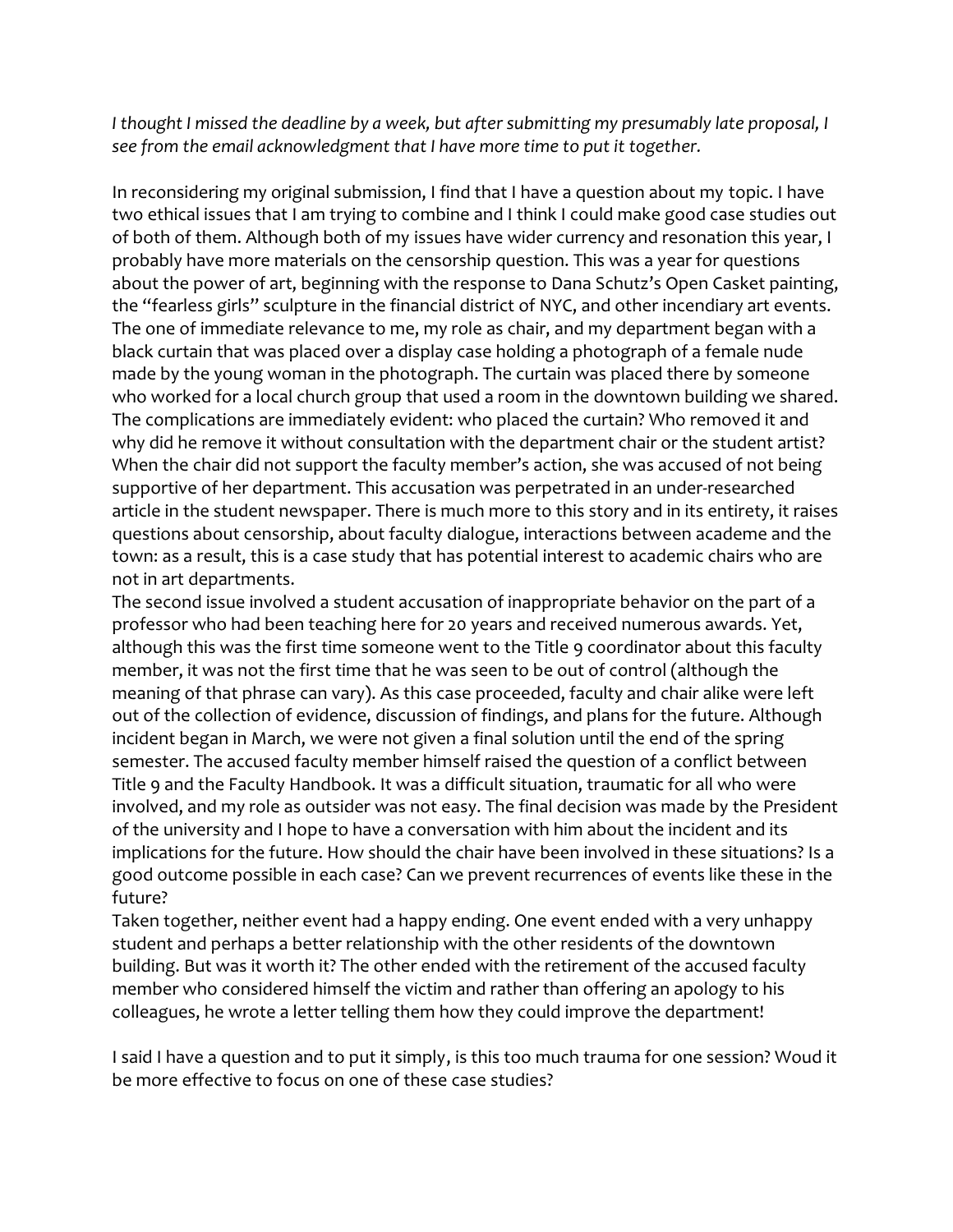*I thought I missed the deadline by a week, but after submitting my presumably late proposal, I see from the email acknowledgment that I have more time to put it together.*

In reconsidering my original submission, I find that I have a question about my topic. I have two ethical issues that I am trying to combine and I think I could make good case studies out of both of them. Although both of my issues have wider currency and resonation this year, I probably have more materials on the censorship question. This was a year for questions about the power of art, beginning with the response to Dana Schutz's Open Casket painting, the "fearless girls" sculpture in the financial district of NYC, and other incendiary art events. The one of immediate relevance to me, my role as chair, and my department began with a black curtain that was placed over a display case holding a photograph of a female nude made by the young woman in the photograph. The curtain was placed there by someone who worked for a local church group that used a room in the downtown building we shared. The complications are immediately evident: who placed the curtain? Who removed it and why did he remove it without consultation with the department chair or the student artist? When the chair did not support the faculty member's action, she was accused of not being supportive of her department. This accusation was perpetrated in an under-researched article in the student newspaper. There is much more to this story and in its entirety, it raises questions about censorship, about faculty dialogue, interactions between academe and the town: as a result, this is a case study that has potential interest to academic chairs who are not in art departments.

The second issue involved a student accusation of inappropriate behavior on the part of a professor who had been teaching here for 20 years and received numerous awards. Yet, although this was the first time someone went to the Title 9 coordinator about this faculty member, it was not the first time that he was seen to be out of control (although the meaning of that phrase can vary). As this case proceeded, faculty and chair alike were left out of the collection of evidence, discussion of findings, and plans for the future. Although incident began in March, we were not given a final solution until the end of the spring semester. The accused faculty member himself raised the question of a conflict between Title 9 and the Faculty Handbook. It was a difficult situation, traumatic for all who were involved, and my role as outsider was not easy. The final decision was made by the President of the university and I hope to have a conversation with him about the incident and its implications for the future. How should the chair have been involved in these situations? Is a good outcome possible in each case? Can we prevent recurrences of events like these in the future?

Taken together, neither event had a happy ending. One event ended with a very unhappy student and perhaps a better relationship with the other residents of the downtown building. But was it worth it? The other ended with the retirement of the accused faculty member who considered himself the victim and rather than offering an apology to his colleagues, he wrote a letter telling them how they could improve the department!

I said I have a question and to put it simply, is this too much trauma for one session? Woud it be more effective to focus on one of these case studies?